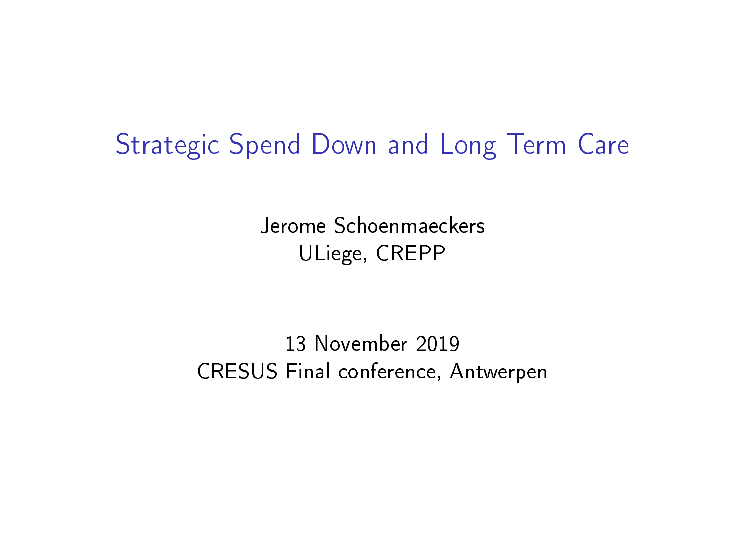# Strategic Spend Down and Long Term Care

Jerome Schoenmaeckers
ULiege, CREPP

13 November 2019
CRESUS Final conference, Antwerpen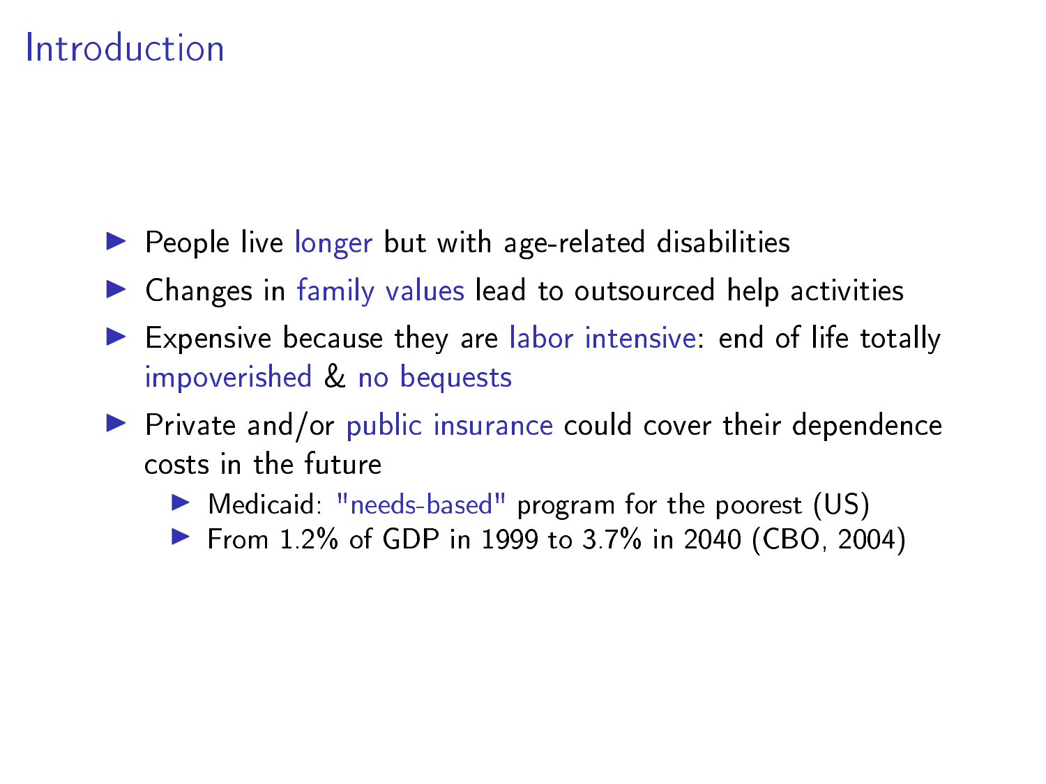# Introduction

- People live longer but with age-related disabilities
- Changes in family values lead to outsourced help activities
- Expensive because they are labor intensive: end of life totally impoverished & no bequests
- Private and/or public insurance could cover their dependence costs in the future
  - Medicaid: "needs-based" program for the poorest (US)
  - From 1.2% of GDP in 1999 to 3.7% in 2040 (CBO, 2004)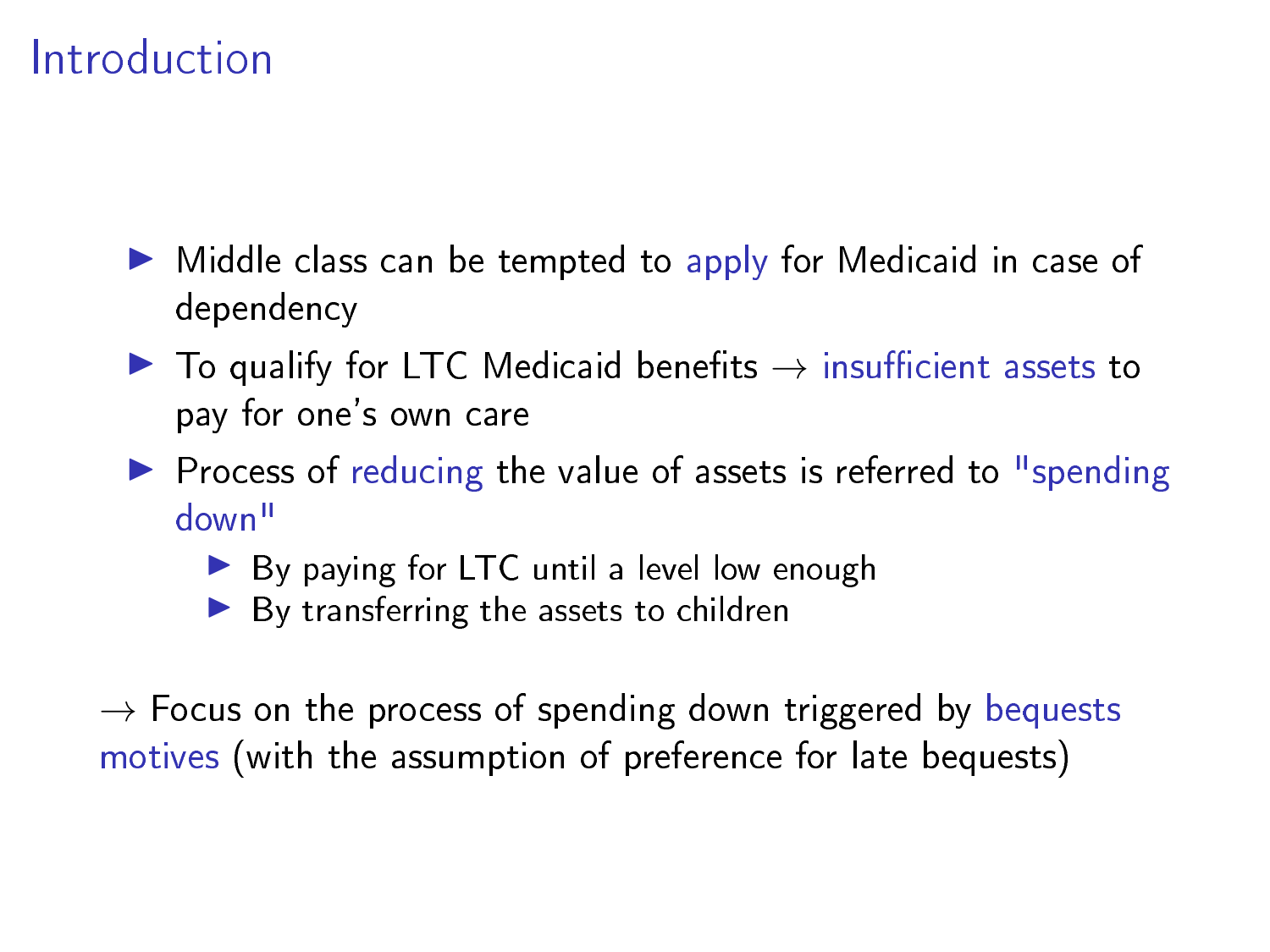# Introduction

- Middle class can be tempted to apply for Medicaid in case of dependency
- To qualify for LTC Medicaid benefits → insufficient assets to pay for one's own care
- Process of reducing the value of assets is referred to "spending down"
  - By paying for LTC until a level low enough
  - By transferring the assets to children

→ Focus on the process of spending down triggered by bequests motives (with the assumption of preference for late bequests)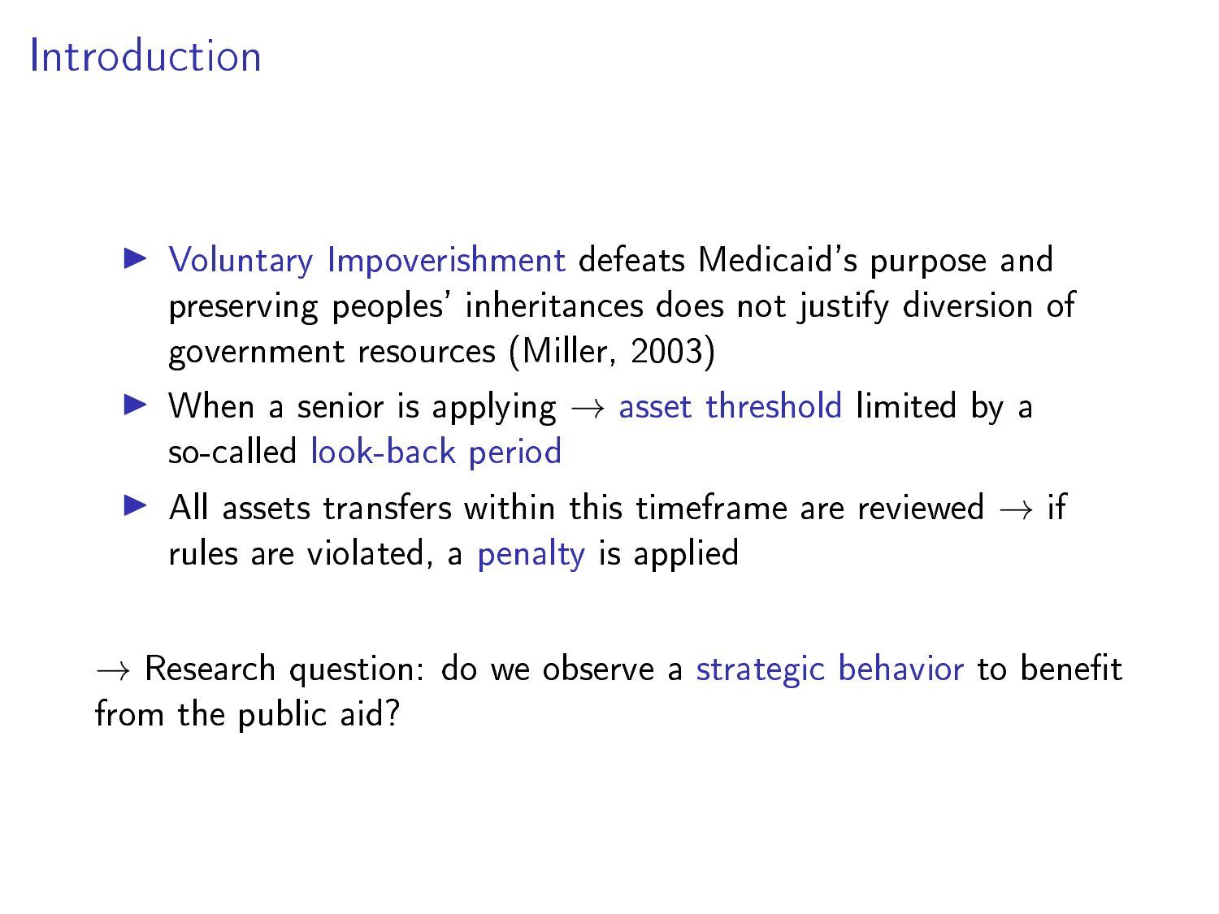# Introduction

- Voluntary Impoverishment defeats Medicaid's purpose and preserving peoples' inheritances does not justify diversion of government resources (Miller, 2003)
- When a senior is applying $\rightarrow$ asset threshold limited by a so-called look-back period
- All assets transfers within this timeframe are reviewed $\rightarrow$ if rules are violated, a penalty is applied

$\rightarrow$ Research question: do we observe a strategic behavior to benefit from the public aid?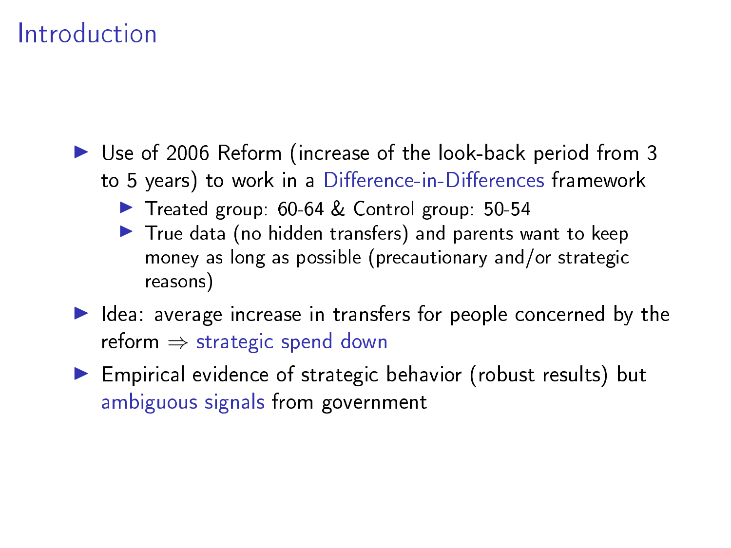# Introduction

- Use of 2006 Reform (increase of the look-back period from 3 to 5 years) to work in a Difference-in-Differences framework
  - Treated group: 60-64 & Control group: 50-54
  - True data (no hidden transfers) and parents want to keep money as long as possible (precautionary and/or strategic reasons)
- Idea: average increase in transfers for people concerned by the reform $\Rightarrow$ strategic spend down
- Empirical evidence of strategic behavior (robust results) but ambiguous signals from government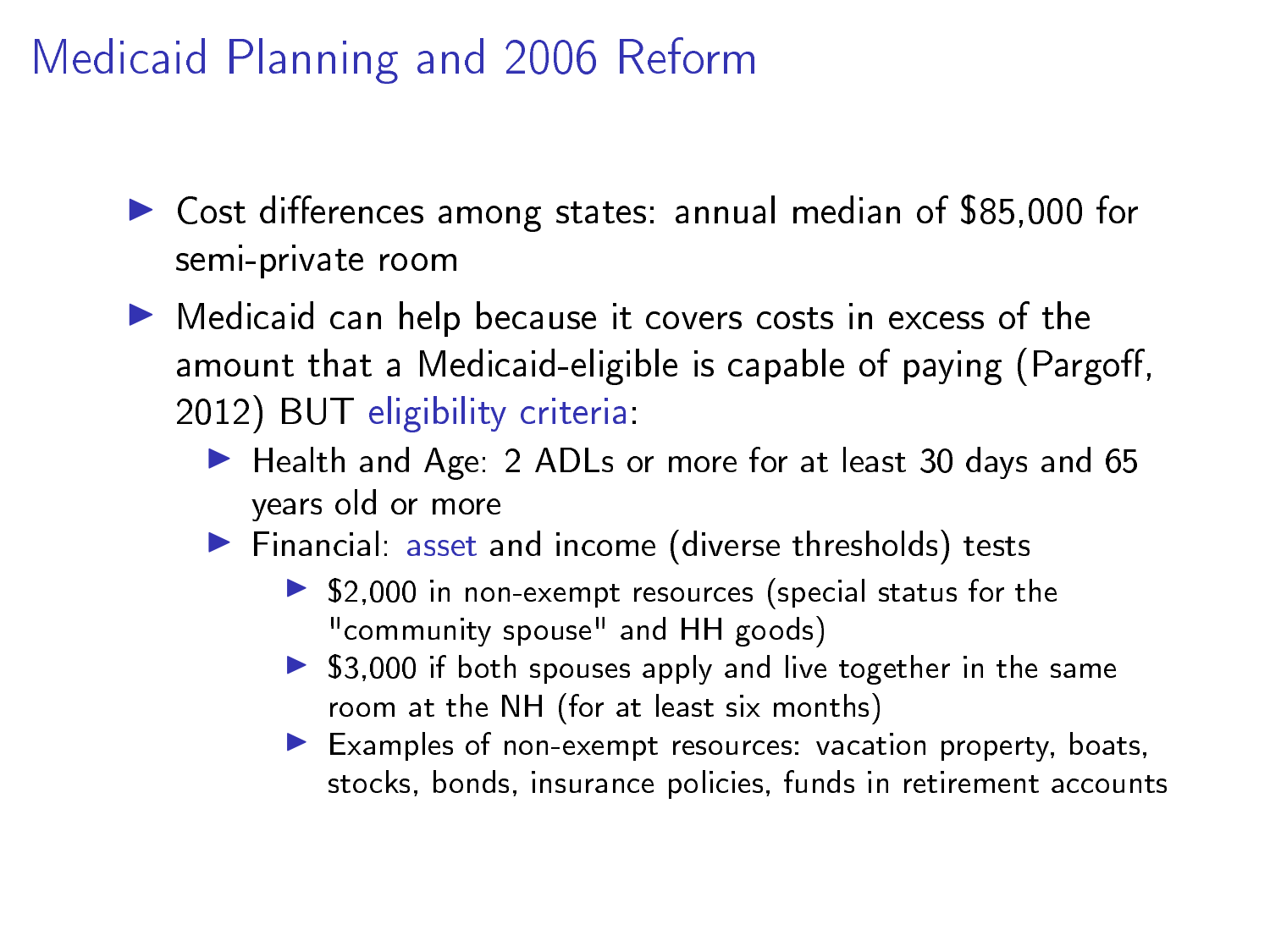# Medicaid Planning and 2006 Reform

- Cost differences among states: annual median of $85,000 for semi-private room
- Medicaid can help because it covers costs in excess of the amount that a Medicaid-eligible is capable of paying (Pargoff, 2012) BUT eligibility criteria:
  - Health and Age: 2 ADLs or more for at least 30 days and 65 years old or more
  - Financial: asset and income (diverse thresholds) tests
    - $2,000 in non-exempt resources (special status for the "community spouse" and HH goods)
    - $3,000 if both spouses apply and live together in the same room at the NH (for at least six months)
    - Examples of non-exempt resources: vacation property, boats, stocks, bonds, insurance policies, funds in retirement accounts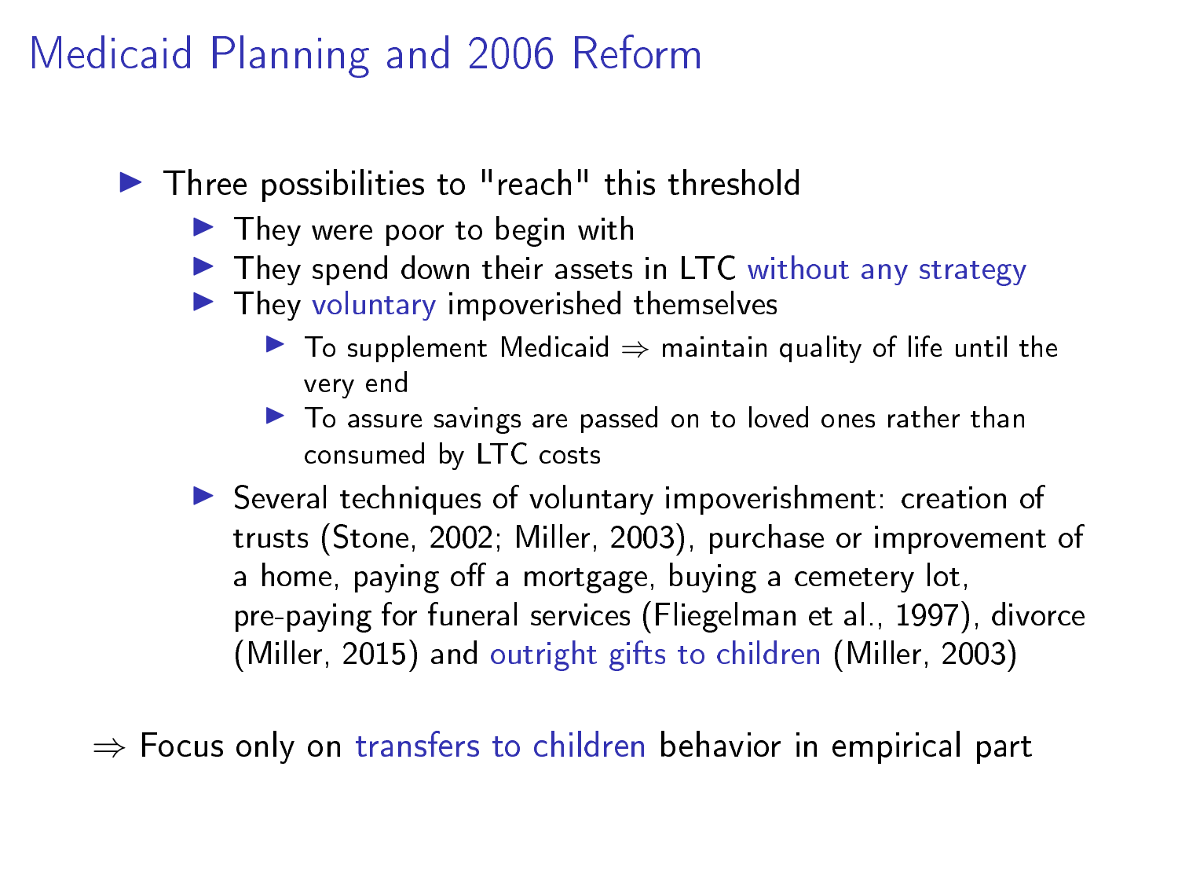# Medicaid Planning and 2006 Reform

- Three possibilities to "reach" this threshold
  - They were poor to begin with
  - They spend down their assets in LTC without any strategy
  - They voluntary impoverished themselves
    - To supplement Medicaid ⇒ maintain quality of life until the very end
    - To assure savings are passed on to loved ones rather than consumed by LTC costs
  - Several techniques of voluntary impoverishment: creation of trusts (Stone, 2002; Miller, 2003), purchase or improvement of a home, paying off a mortgage, buying a cemetery lot, pre-paying for funeral services (Fliegelman et al., 1997), divorce (Miller, 2015) and outright gifts to children (Miller, 2003)

⇒ Focus only on transfers to children behavior in empirical part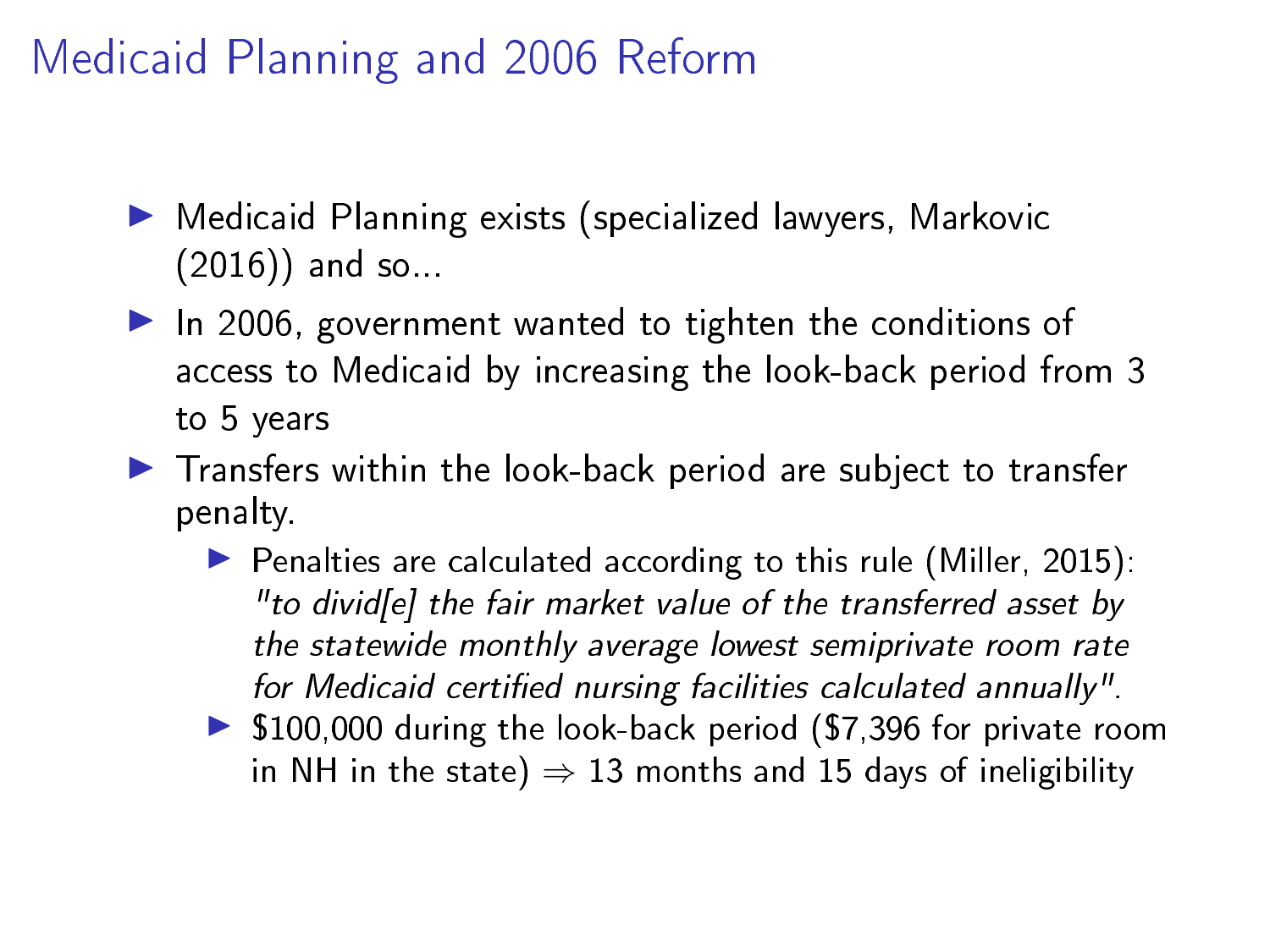# Medicaid Planning and 2006 Reform

- Medicaid Planning exists (specialized lawyers, Markovic (2016)) and so...
- In 2006, government wanted to tighten the conditions of access to Medicaid by increasing the look-back period from 3 to 5 years
- Transfers within the look-back period are subject to transfer penalty.
  - Penalties are calculated according to this rule (Miller, 2015): *"to divid[e] the fair market value of the transferred asset by the statewide monthly average lowest semiprivate room rate for Medicaid certified nursing facilities calculated annually".*
  - \$100,000 during the look-back period (\$7,396 for private room in NH in the state) $\Rightarrow$ 13 months and 15 days of ineligibility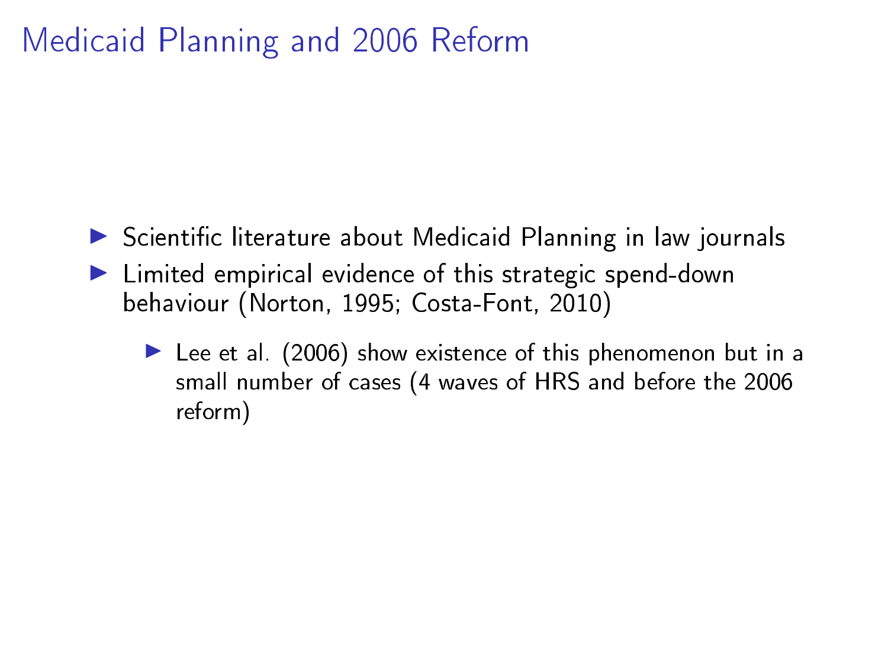# Medicaid Planning and 2006 Reform

- Scientific literature about Medicaid Planning in law journals
- Limited empirical evidence of this strategic spend-down behaviour (Norton, 1995; Costa-Font, 2010)
  - Lee et al. (2006) show existence of this phenomenon but in a small number of cases (4 waves of HRS and before the 2006 reform)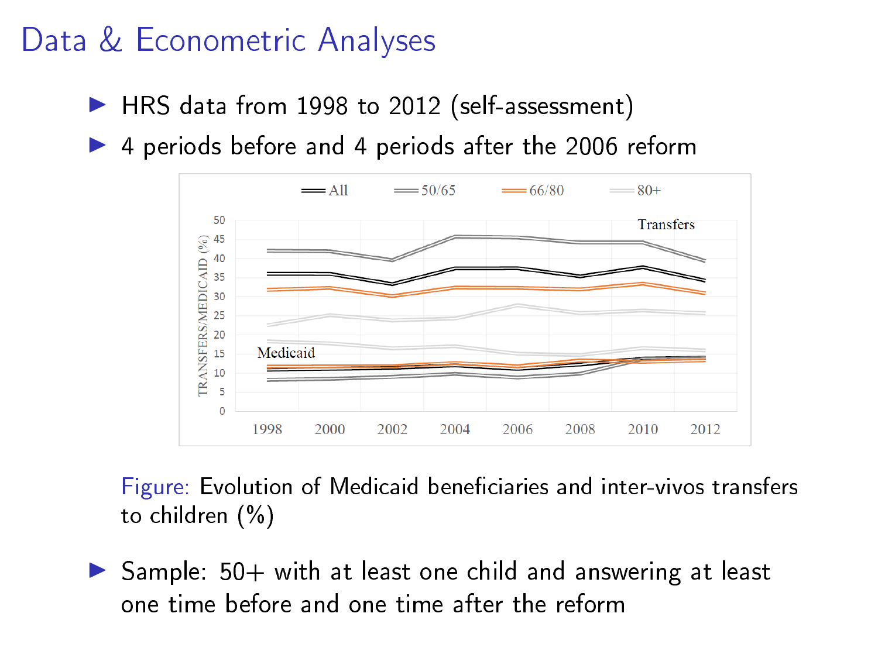# Data & Econometric Analyses

- HRS data from 1998 to 2012 (self-assessment)
- 4 periods before and 4 periods after the 2006 reform

Figure: Evolution of Medicaid beneficiaries and inter-vivos transfers to children (%)

- Sample: 50+ with at least one child and answering at least one time before and one time after the reform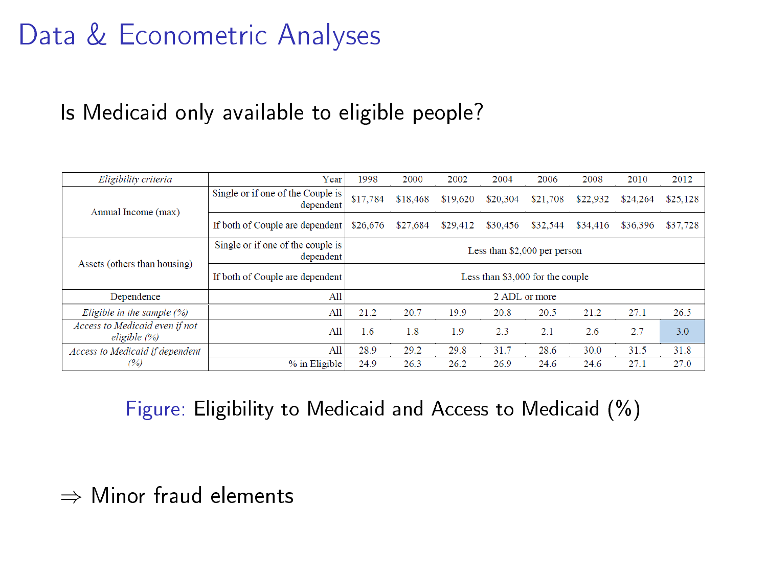# Data & Econometric Analyses

Is Medicaid only available to eligible people?

| *Eligibility criteria* | Year | 1998 | 2000 | 2002 | 2004 | 2006 | 2008 | 2010 | 2012 |
|---|---|---|---|---|---|---|---|---|---|
| Annual Income (max) | Single or if one of the Couple is dependent | $17,784 | $18,468 | $19,620 | $20,304 | $21,708 | $22,932 | $24,264 | $25,128 |
| | If both of Couple are dependent | $26,676 | $27,684 | $29,412 | $30,456 | $32,544 | $34,416 | $36,396 | $37,728 |
| Assets (others than housing) | Single or if one of the couple is dependent | Less than $2,000 per person | | | | | | | |
| | If both of Couple are dependent | Less than $3,000 for the couple | | | | | | | |
| Dependence | All | 2 ADL or more | | | | | | | |
| *Eligible in the sample (%)* | All | 21.2 | 20.7 | 19.9 | 20.8 | 20.5 | 21.2 | 27.1 | 26.5 |
| *Access to Medicaid even if not eligible (%)* | All | 1.6 | 1.8 | 1.9 | 2.3 | 2.1 | 2.6 | 2.7 | 3.0 |
| *Access to Medicaid if dependent (%)* | All | 28.9 | 29.2 | 29.8 | 31.7 | 28.6 | 30.0 | 31.5 | 31.8 |
| | % in Eligible | 24.9 | 26.3 | 26.2 | 26.9 | 24.6 | 24.6 | 27.1 | 27.0 |

Figure: Eligibility to Medicaid and Access to Medicaid (%)

$\Rightarrow$ Minor fraud elements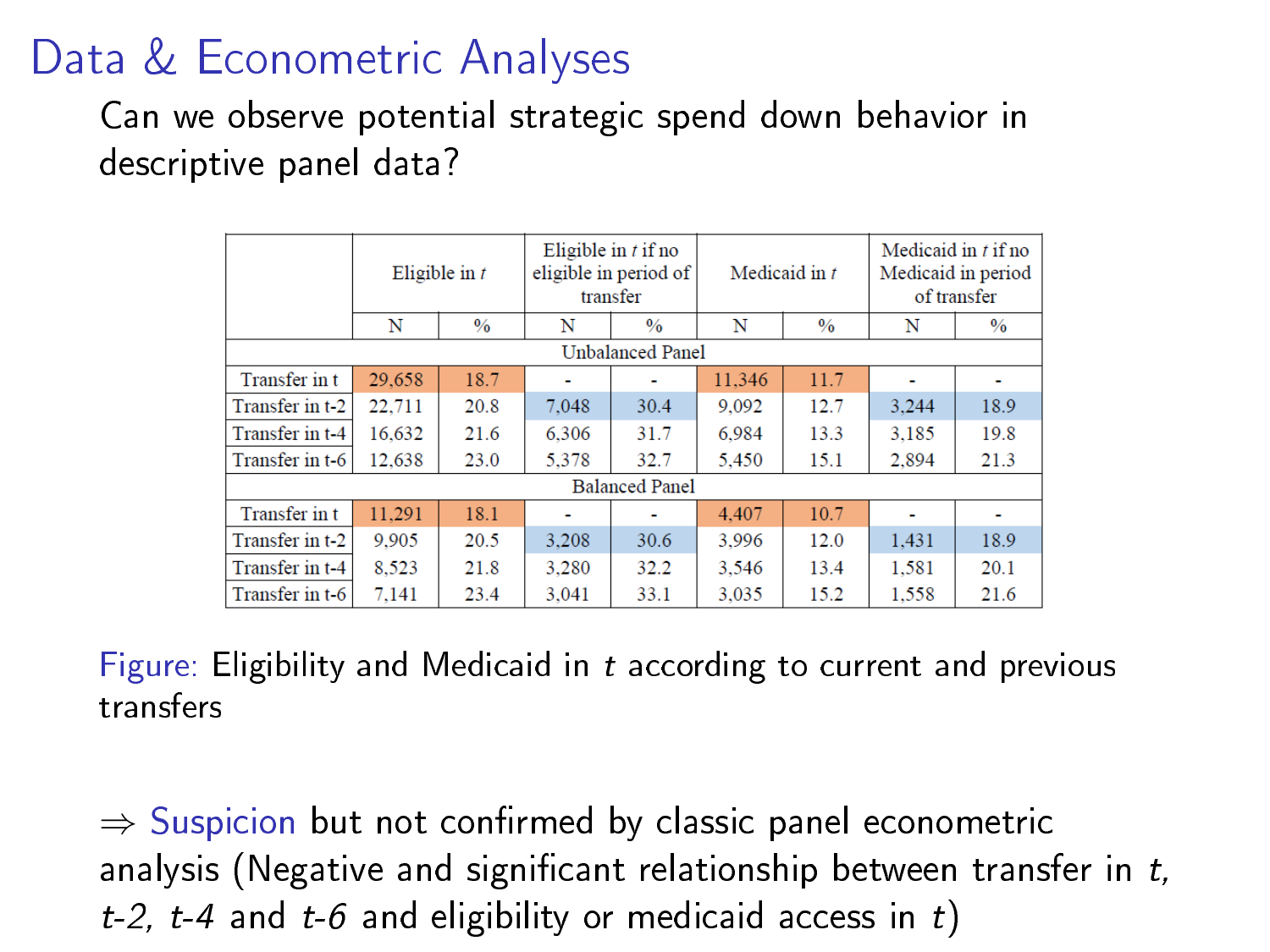# Data & Econometric Analyses

Can we observe potential strategic spend down behavior in descriptive panel data?

| | Eligible in *t* | | Eligible in *t* if no eligible in period of transfer | | Medicaid in *t* | | Medicaid in *t* if no Medicaid in period of transfer | |
|---|---|---|---|---|---|---|---|---|
| | N | % | N | % | N | % | N | % |
| **Unbalanced Panel** | | | | | | | | |
| Transfer in t | 29,658 | 18.7 | - | - | 11,346 | 11.7 | - | - |
| Transfer in t-2 | 22,711 | 20.8 | 7,048 | 30.4 | 9,092 | 12.7 | 3,244 | 18.9 |
| Transfer in t-4 | 16,632 | 21.6 | 6,306 | 31.7 | 6,984 | 13.3 | 3,185 | 19.8 |
| Transfer in t-6 | 12,638 | 23.0 | 5,378 | 32.7 | 5,450 | 15.1 | 2,894 | 21.3 |
| **Balanced Panel** | | | | | | | | |
| Transfer in t | 11,291 | 18.1 | - | - | 4,407 | 10.7 | - | - |
| Transfer in t-2 | 9,905 | 20.5 | 3,208 | 30.6 | 3,996 | 12.0 | 1,431 | 18.9 |
| Transfer in t-4 | 8,523 | 21.8 | 3,280 | 32.2 | 3,546 | 13.4 | 1,581 | 20.1 |
| Transfer in t-6 | 7,141 | 23.4 | 3,041 | 33.1 | 3,035 | 15.2 | 1,558 | 21.6 |

Figure: Eligibility and Medicaid in $t$ according to current and previous transfers

⇒ Suspicion but not confirmed by classic panel econometric analysis (Negative and significant relationship between transfer in $t$, $t$-2, $t$-4 and $t$-6 and eligibility or medicaid access in $t$)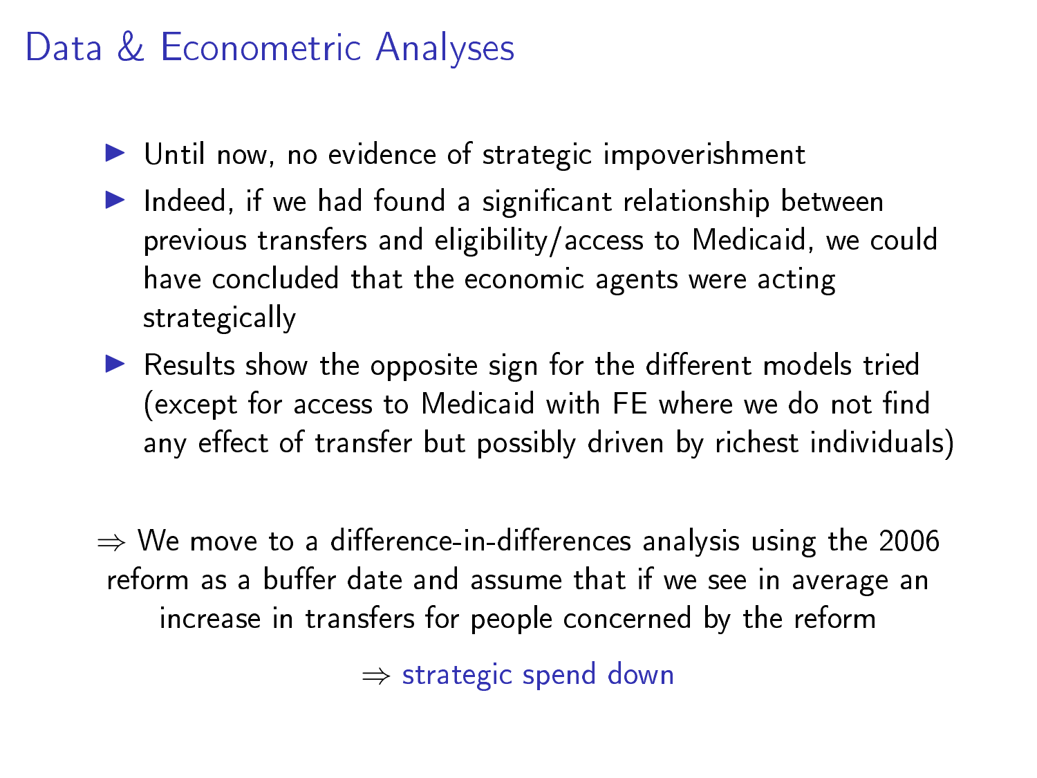# Data & Econometric Analyses

- Until now, no evidence of strategic impoverishment
- Indeed, if we had found a significant relationship between previous transfers and eligibility/access to Medicaid, we could have concluded that the economic agents were acting strategically
- Results show the opposite sign for the different models tried (except for access to Medicaid with FE where we do not find any effect of transfer but possibly driven by richest individuals)

$\Rightarrow$ We move to a difference-in-differences analysis using the 2006 reform as a buffer date and assume that if we see in average an increase in transfers for people concerned by the reform

$\Rightarrow$ strategic spend down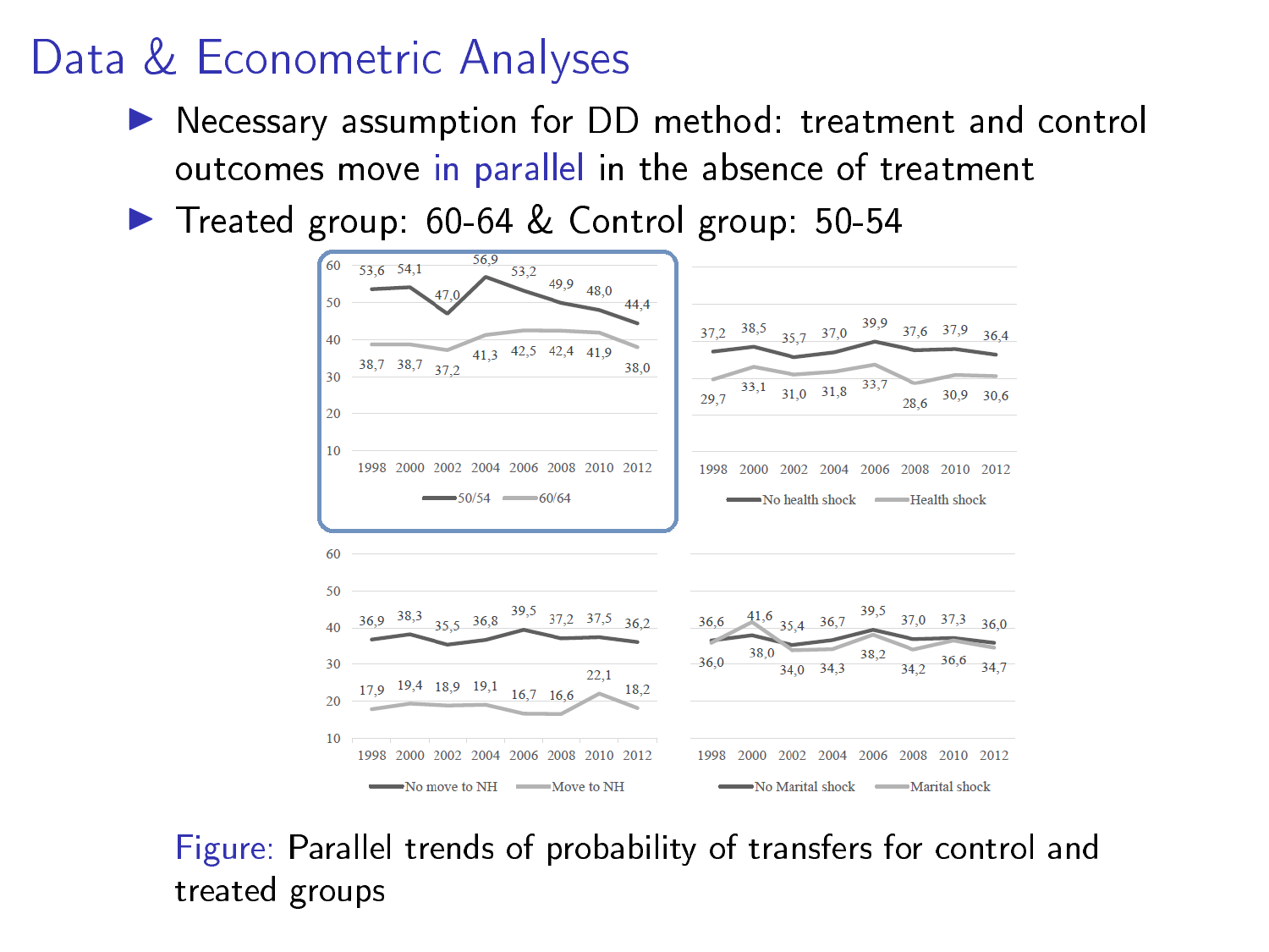# Data & Econometric Analyses

- Necessary assumption for DD method: treatment and control outcomes move in parallel in the absence of treatment
- Treated group: 60-64 & Control group: 50-54

| Year | 50/54 | 60/64 |
|---|---|---|
| 1998 | 53,6 | 38,7 |
| 2000 | 54,1 | 38,7 |
| 2002 | 47,0 | 37,2 |
| 2004 | 56,9 | 41,3 |
| 2006 | 53,2 | 42,5 |
| 2008 | 49,9 | 42,4 |
| 2010 | 48,0 | 41,9 |
| 2012 | 44,4 | 38,0 |

| Year | No health shock | Health shock |
|---|---|---|
| 1998 | 37,2 | 29,7 |
| 2000 | 38,5 | 33,1 |
| 2002 | 35,7 | 31,0 |
| 2004 | 37,0 | 31,8 |
| 2006 | 39,9 | 33,7 |
| 2008 | 37,6 | 28,6 |
| 2010 | 37,9 | 30,9 |
| 2012 | 36,4 | 30,6 |

| Year | No move to NH | Move to NH |
|---|---|---|
| 1998 | 36,9 | 17,9 |
| 2000 | 38,3 | 19,4 |
| 2002 | 35,5 | 18,9 |
| 2004 | 36,8 | 19,1 |
| 2006 | 39,5 | 16,7 |
| 2008 | 37,2 | 16,6 |
| 2010 | 37,5 | 22,1 |
| 2012 | 36,2 | 18,2 |

| Year | No Marital shock | Marital shock |
|---|---|---|
| 1998 | 36,6 | 36,0 |
| 2000 | 38,0 | 41,6 |
| 2002 | 35,4 | 34,0 |
| 2004 | 36,7 | 34,3 |
| 2006 | 39,5 | 38,2 |
| 2008 | 37,0 | 34,2 |
| 2010 | 37,3 | 36,6 |
| 2012 | 36,0 | 34,7 |

Figure: Parallel trends of probability of transfers for control and treated groups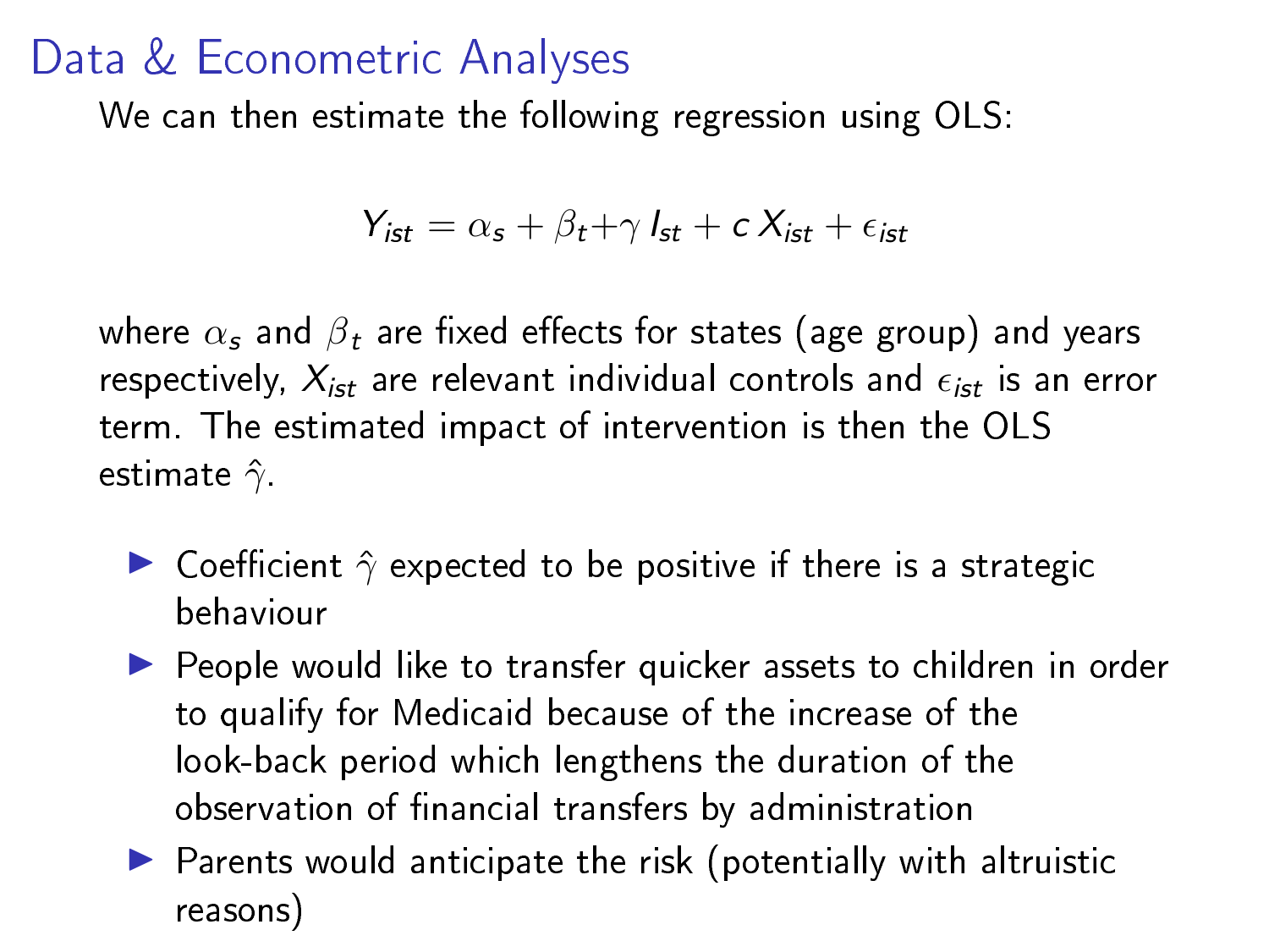# Data & Econometric Analyses

We can then estimate the following regression using OLS:

$$Y_{ist} = \alpha_s + \beta_t + \gamma \, I_{st} + c \, X_{ist} + \epsilon_{ist}$$

where $\alpha_s$ and $\beta_t$ are fixed effects for states (age group) and years respectively, $X_{ist}$ are relevant individual controls and $\epsilon_{ist}$ is an error term. The estimated impact of intervention is then the OLS estimate $\hat{\gamma}$.

- Coefficient $\hat{\gamma}$ expected to be positive if there is a strategic behaviour
- People would like to transfer quicker assets to children in order to qualify for Medicaid because of the increase of the look-back period which lengthens the duration of the observation of financial transfers by administration
- Parents would anticipate the risk (potentially with altruistic reasons)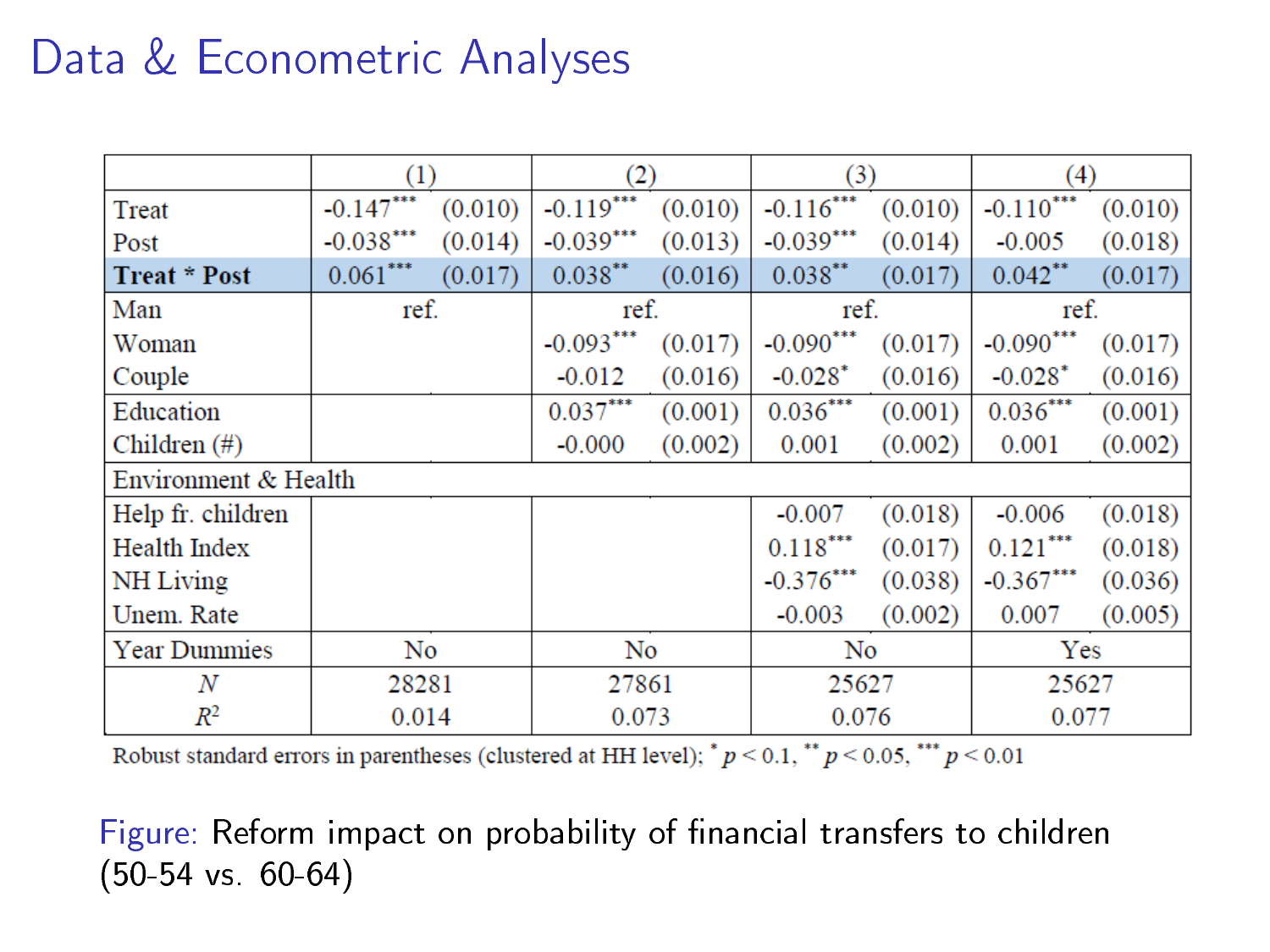# Data & Econometric Analyses

| | (1) | | (2) | | (3) | | (4) | |
|---|---|---|---|---|---|---|---|---|
| Treat | -0.147*** | (0.010) | -0.119*** | (0.010) | -0.116*** | (0.010) | -0.110*** | (0.010) |
| Post | -0.038*** | (0.014) | -0.039*** | (0.013) | -0.039*** | (0.014) | -0.005 | (0.018) |
| **Treat * Post** | 0.061*** | (0.017) | 0.038** | (0.016) | 0.038** | (0.017) | 0.042** | (0.017) |
| Man | ref. | | ref. | | ref. | | ref. | |
| Woman | | | -0.093*** | (0.017) | -0.090*** | (0.017) | -0.090*** | (0.017) |
| Couple | | | -0.012 | (0.016) | -0.028* | (0.016) | -0.028* | (0.016) |
| Education | | | 0.037*** | (0.001) | 0.036*** | (0.001) | 0.036*** | (0.001) |
| Children (#) | | | -0.000 | (0.002) | 0.001 | (0.002) | 0.001 | (0.002) |
| Environment & Health | | | | | | | | |
| Help fr. children | | | | | -0.007 | (0.018) | -0.006 | (0.018) |
| Health Index | | | | | 0.118*** | (0.017) | 0.121*** | (0.018) |
| NH Living | | | | | -0.376*** | (0.038) | -0.367*** | (0.036) |
| Unem. Rate | | | | | -0.003 | (0.002) | 0.007 | (0.005) |
| Year Dummies | No | | No | | No | | Yes | |
| $N$ | 28281 | | 27861 | | 25627 | | 25627 | |
| $R^2$ | 0.014 | | 0.073 | | 0.076 | | 0.077 | |

Robust standard errors in parentheses (clustered at HH level); * $p < 0.1$, ** $p < 0.05$, *** $p < 0.01$

Figure: Reform impact on probability of financial transfers to children (50-54 vs. 60-64)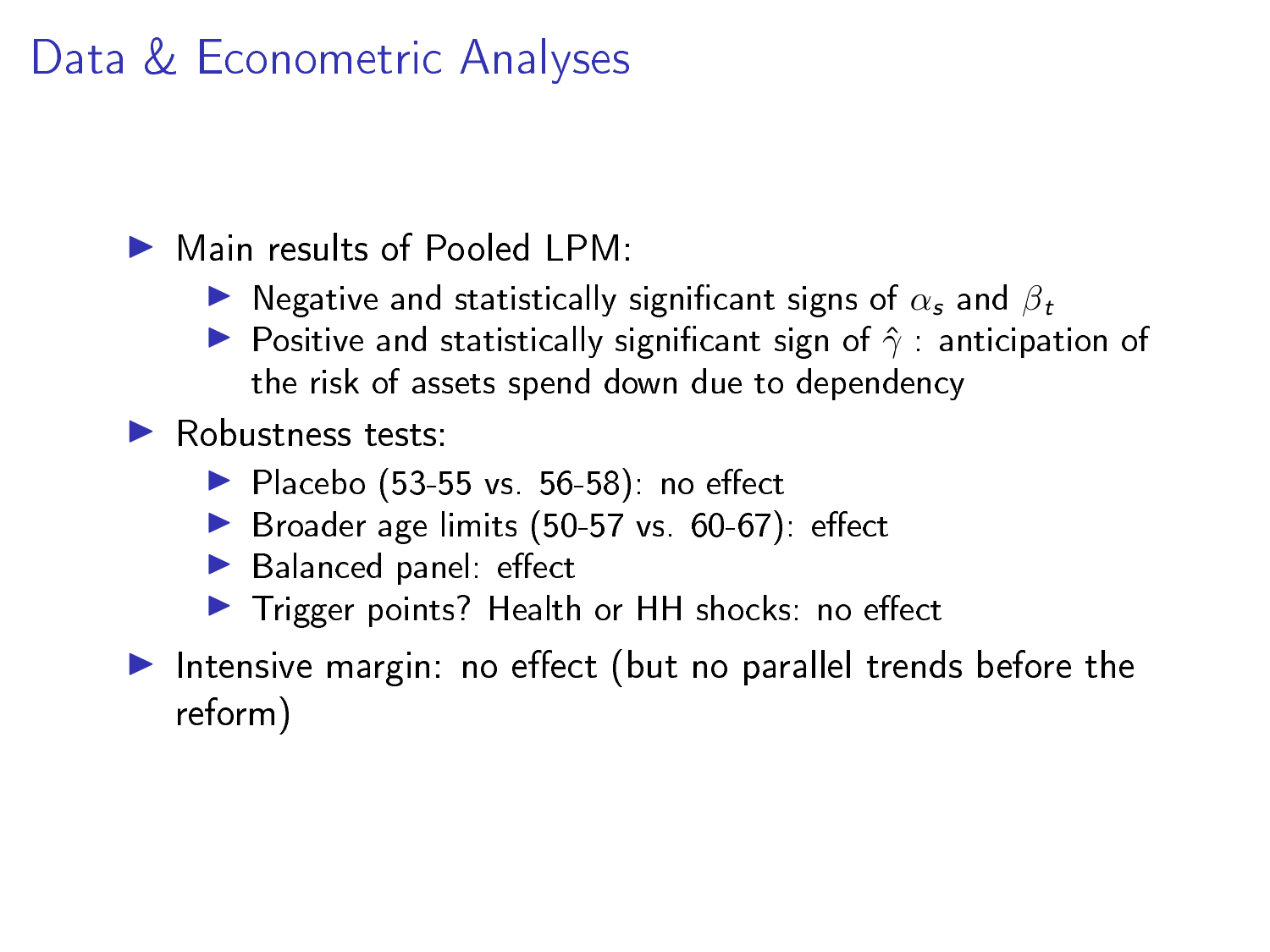# Data & Econometric Analyses

- Main results of Pooled LPM:
  - Negative and statistically significant signs of $\alpha_s$ and $\beta_t$
  - Positive and statistically significant sign of $\hat{\gamma}$ : anticipation of the risk of assets spend down due to dependency
- Robustness tests:
  - Placebo (53-55 vs. 56-58): no effect
  - Broader age limits (50-57 vs. 60-67): effect
  - Balanced panel: effect
  - Trigger points? Health or HH shocks: no effect
- Intensive margin: no effect (but no parallel trends before the reform)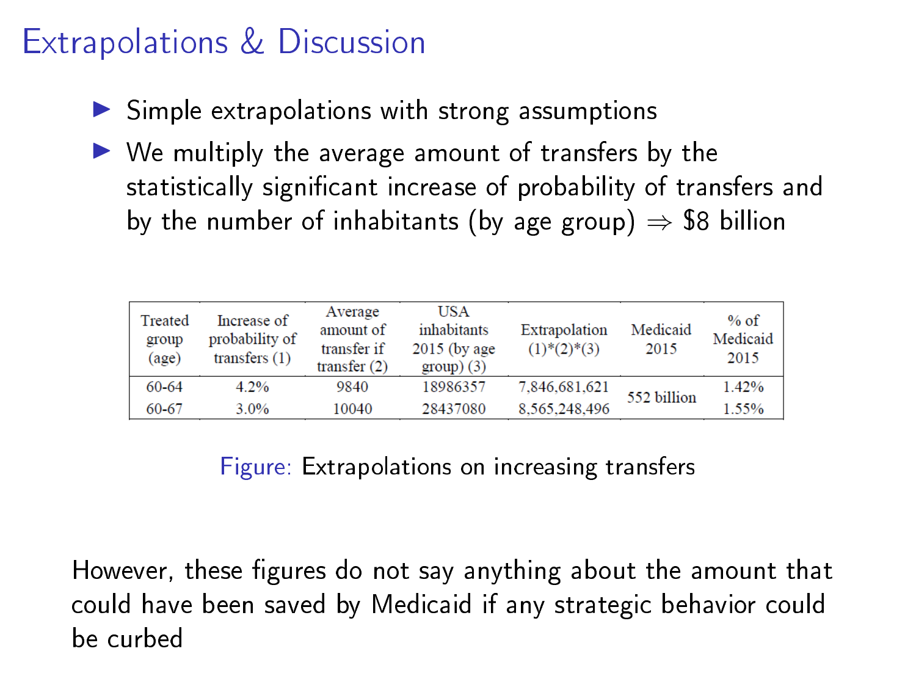# Extrapolations & Discussion

- Simple extrapolations with strong assumptions
- We multiply the average amount of transfers by the statistically significant increase of probability of transfers and by the number of inhabitants (by age group) ⇒ \$8 billion

| Treated group (age) | Increase of probability of transfers (1) | Average amount of transfer if transfer (2) | USA inhabitants 2015 (by age group) (3) | Extrapolation (1)*(2)*(3) | Medicaid 2015 | % of Medicaid 2015 |
|---|---|---|---|---|---|---|
| 60-64 | 4.2% | 9840 | 18986357 | 7,846,681,621 | 552 billion | 1.42% |
| 60-67 | 3.0% | 10040 | 28437080 | 8,565,248,496 | | 1.55% |

Figure: Extrapolations on increasing transfers

However, these figures do not say anything about the amount that could have been saved by Medicaid if any strategic behavior could be curbed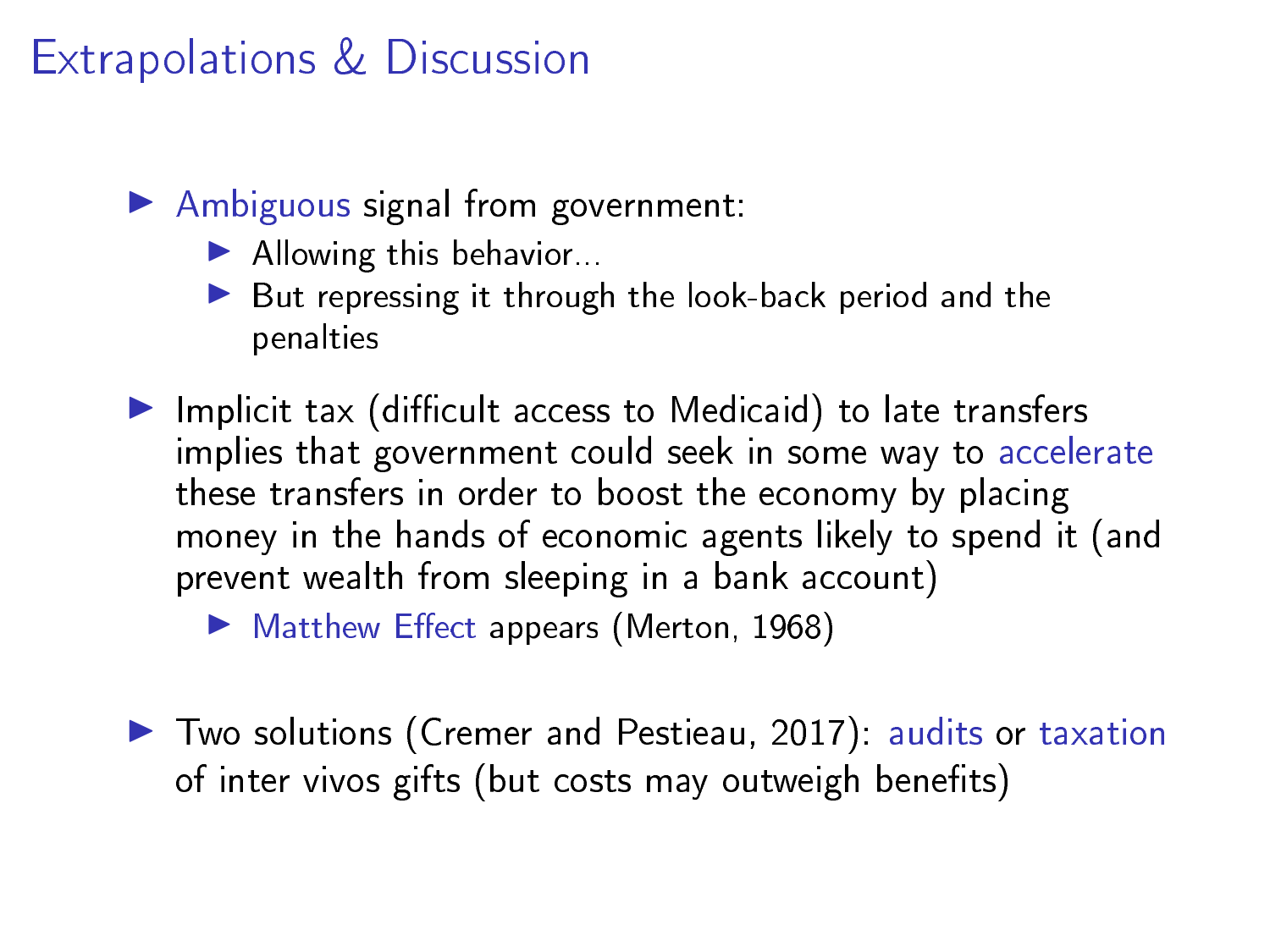# Extrapolations & Discussion

- Ambiguous signal from government:
  - Allowing this behavior...
  - But repressing it through the look-back period and the penalties
- Implicit tax (difficult access to Medicaid) to late transfers implies that government could seek in some way to accelerate these transfers in order to boost the economy by placing money in the hands of economic agents likely to spend it (and prevent wealth from sleeping in a bank account)
  - Matthew Effect appears (Merton, 1968)
- Two solutions (Cremer and Pestieau, 2017): audits or taxation of inter vivos gifts (but costs may outweigh benefits)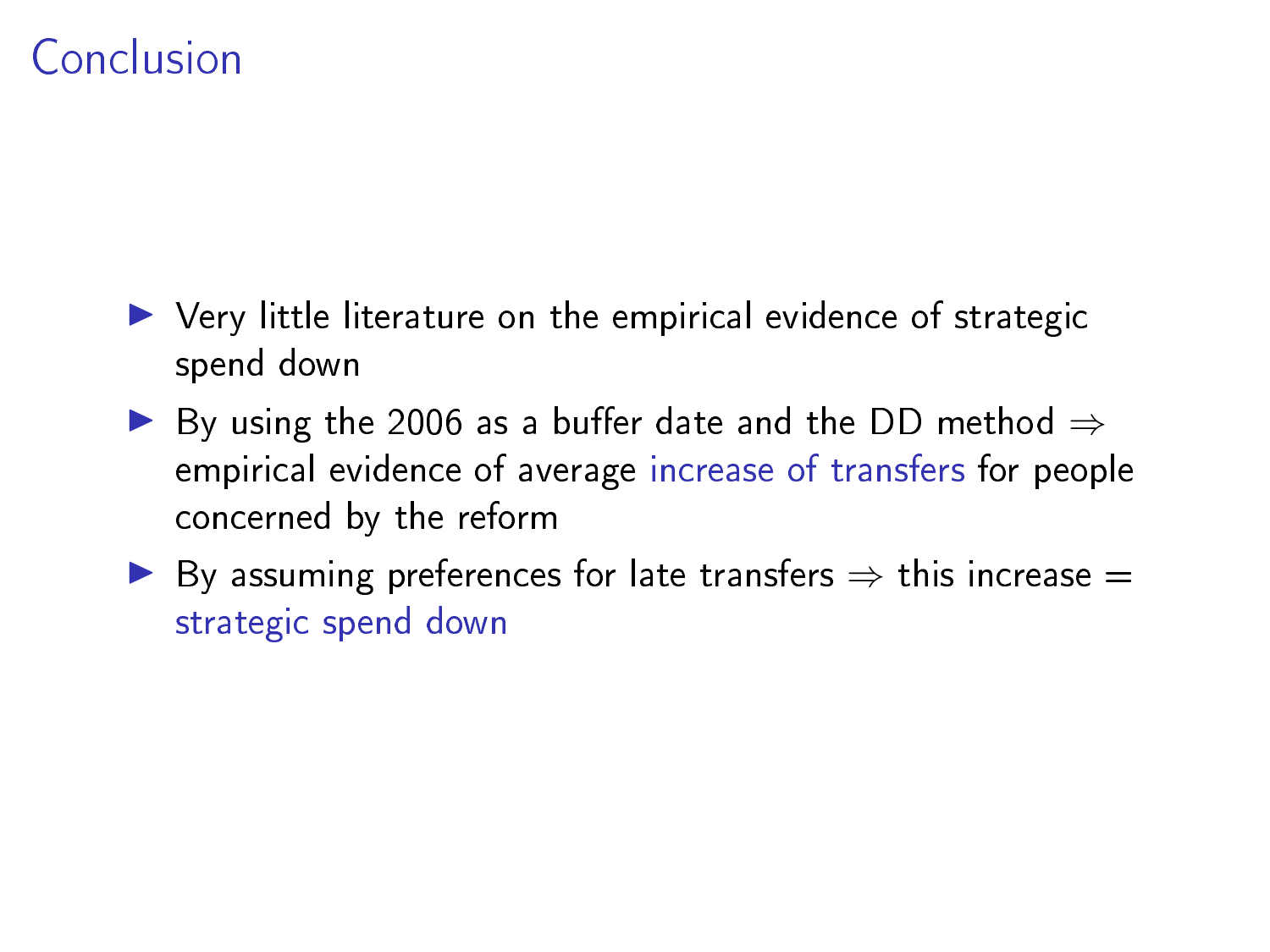# Conclusion

- Very little literature on the empirical evidence of strategic spend down
- By using the 2006 as a buffer date and the DD method $\Rightarrow$ empirical evidence of average increase of transfers for people concerned by the reform
- By assuming preferences for late transfers $\Rightarrow$ this increase $=$ strategic spend down